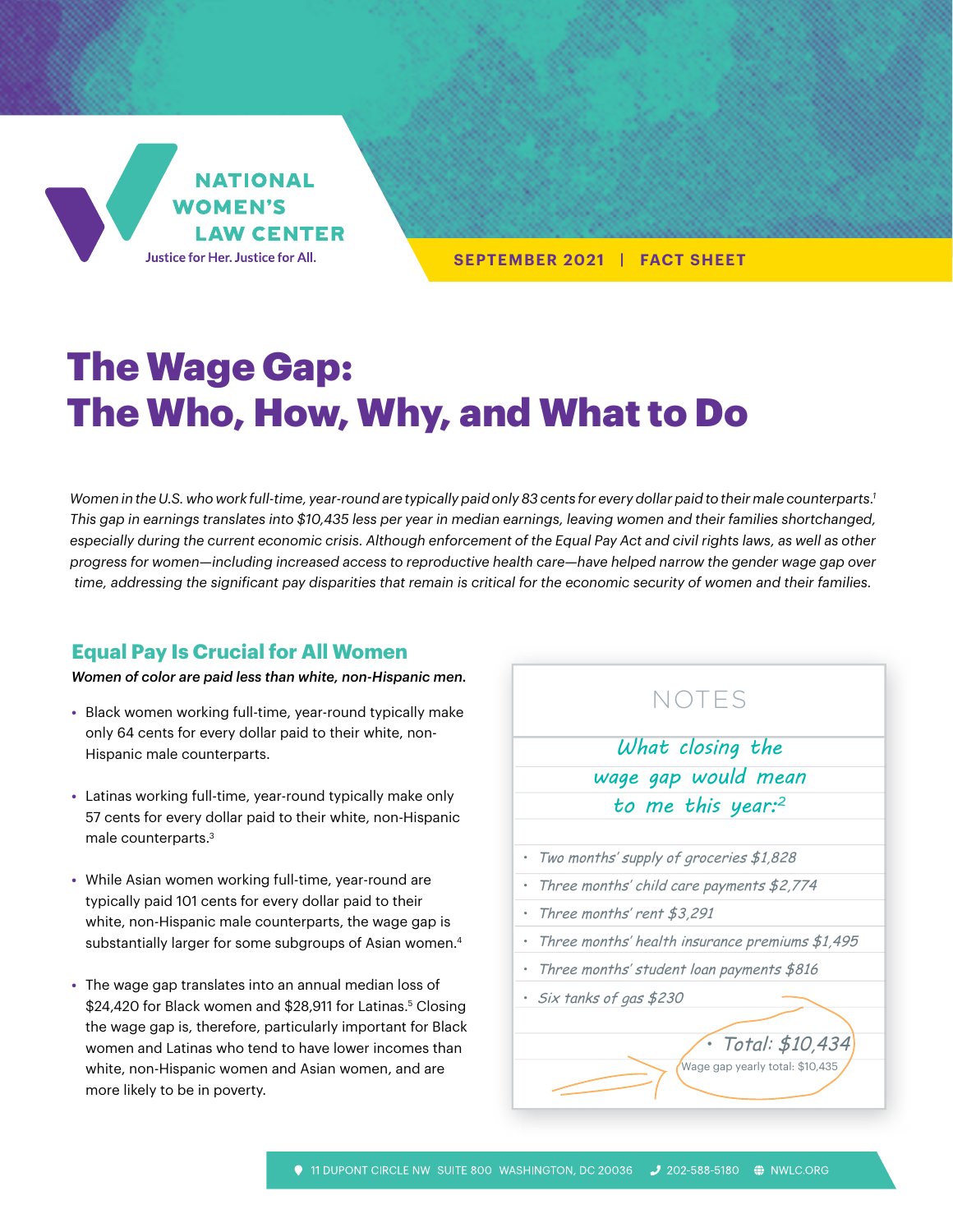NATIONAL WOMEN'S LAW CENTER

Justice for Her. Justice for All.

SEPTEMBER 2021 | FACT SHEET

# The Wage Gap: The Who, How, Why, and What to Do

*Women in the U.S. who work full-time, year-round are typically paid only 83 cents for every dollar paid to their male counterparts.[1] This gap in earnings translates into $10,435 less per year in median earnings, leaving women and their families shortchanged, especially during the current economic crisis. Although enforcement of the Equal Pay Act and civil rights laws, as well as other progress for women—including increased access to reproductive health care—have helped narrow the gender wage gap over time, addressing the significant pay disparities that remain is critical for the economic security of women and their families.*

## Equal Pay Is Crucial for All Women

***Women of color are paid less than white, non-Hispanic men.***

- Black women working full-time, year-round typically make only 64 cents for every dollar paid to their white, non-Hispanic male counterparts.
- Latinas working full-time, year-round typically make only 57 cents for every dollar paid to their white, non-Hispanic male counterparts.[3]
- While Asian women working full-time, year-round are typically paid 101 cents for every dollar paid to their white, non-Hispanic male counterparts, the wage gap is substantially larger for some subgroups of Asian women.[4]
- The wage gap translates into an annual median loss of $24,420 for Black women and $28,911 for Latinas.[5] Closing the wage gap is, therefore, particularly important for Black women and Latinas who tend to have lower incomes than white, non-Hispanic women and Asian women, and are more likely to be in poverty.

### NOTES

*What closing the wage gap would mean to me this year:*[2]

- *Two months' supply of groceries $1,828*
- *Three months' child care payments $2,774*
- *Three months' rent $3,291*
- *Three months' health insurance premiums $1,495*
- *Three months' student loan payments $816*
- *Six tanks of gas $230*
- *Total: $10,434*

Wage gap yearly total: $10,435

11 DUPONT CIRCLE NW SUITE 800 WASHINGTON, DC 20036 | 202-588-5180 | NWLC.ORG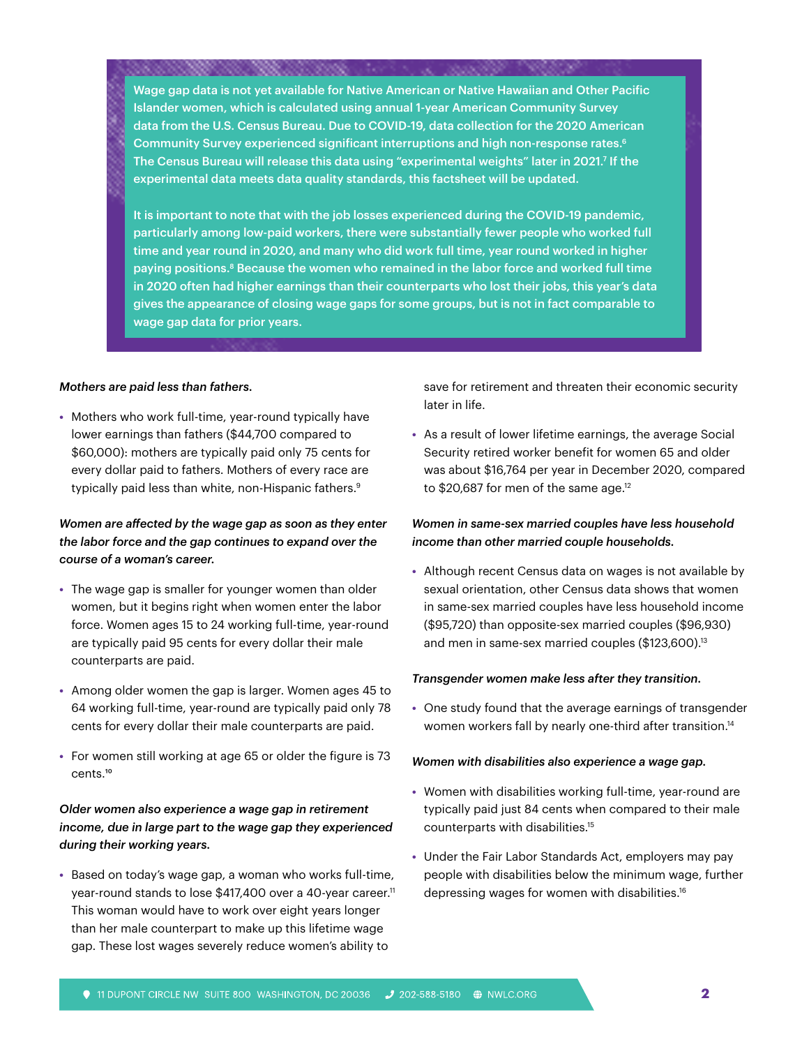Wage gap data is not yet available for Native American or Native Hawaiian and Other Pacific Islander women, which is calculated using annual 1-year American Community Survey data from the U.S. Census Bureau. Due to COVID-19, data collection for the 2020 American Community Survey experienced significant interruptions and high non-response rates.[6] The Census Bureau will release this data using "experimental weights" later in 2021.[7] If the experimental data meets data quality standards, this factsheet will be updated.

It is important to note that with the job losses experienced during the COVID-19 pandemic, particularly among low-paid workers, there were substantially fewer people who worked full time and year round in 2020, and many who did work full time, year round worked in higher paying positions.[8] Because the women who remained in the labor force and worked full time in 2020 often had higher earnings than their counterparts who lost their jobs, this year's data gives the appearance of closing wage gaps for some groups, but is not in fact comparable to wage gap data for prior years.

*Mothers are paid less than fathers.*

- Mothers who work full-time, year-round typically have lower earnings than fathers ($44,700 compared to $60,000): mothers are typically paid only 75 cents for every dollar paid to fathers. Mothers of every race are typically paid less than white, non-Hispanic fathers.[9]

*Women are affected by the wage gap as soon as they enter the labor force and the gap continues to expand over the course of a woman's career.*

- The wage gap is smaller for younger women than older women, but it begins right when women enter the labor force. Women ages 15 to 24 working full-time, year-round are typically paid 95 cents for every dollar their male counterparts are paid.
- Among older women the gap is larger. Women ages 45 to 64 working full-time, year-round are typically paid only 78 cents for every dollar their male counterparts are paid.
- For women still working at age 65 or older the figure is 73 cents.[10]

*Older women also experience a wage gap in retirement income, due in large part to the wage gap they experienced during their working years.*

- Based on today's wage gap, a woman who works full-time, year-round stands to lose $417,400 over a 40-year career.[11] This woman would have to work over eight years longer than her male counterpart to make up this lifetime wage gap. These lost wages severely reduce women's ability to save for retirement and threaten their economic security later in life.
- As a result of lower lifetime earnings, the average Social Security retired worker benefit for women 65 and older was about $16,764 per year in December 2020, compared to $20,687 for men of the same age.[12]

*Women in same-sex married couples have less household income than other married couple households.*

- Although recent Census data on wages is not available by sexual orientation, other Census data shows that women in same-sex married couples have less household income ($95,720) than opposite-sex married couples ($96,930) and men in same-sex married couples ($123,600).[13]

*Transgender women make less after they transition.*

- One study found that the average earnings of transgender women workers fall by nearly one-third after transition.[14]

*Women with disabilities also experience a wage gap.*

- Women with disabilities working full-time, year-round are typically paid just 84 cents when compared to their male counterparts with disabilities.[15]
- Under the Fair Labor Standards Act, employers may pay people with disabilities below the minimum wage, further depressing wages for women with disabilities.[16]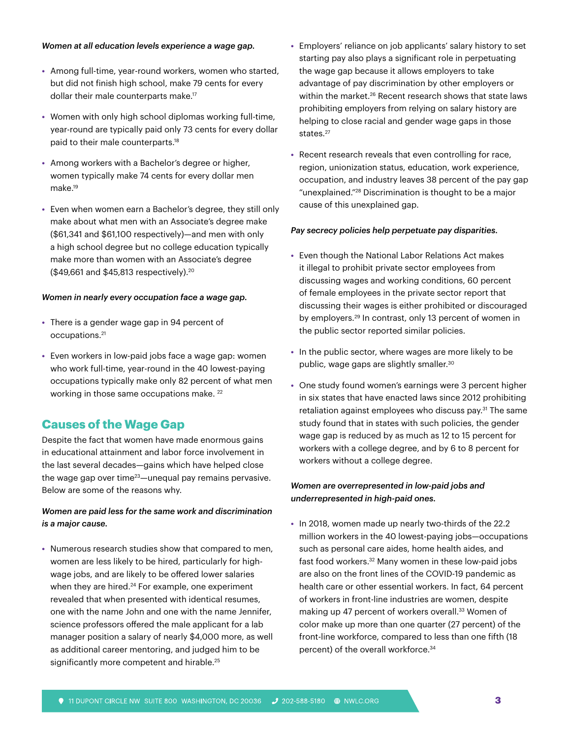*Women at all education levels experience a wage gap.*

- Among full-time, year-round workers, women who started, but did not finish high school, make 79 cents for every dollar their male counterparts make.[17]
- Women with only high school diplomas working full-time, year-round are typically paid only 73 cents for every dollar paid to their male counterparts.[18]
- Among workers with a Bachelor's degree or higher, women typically make 74 cents for every dollar men make.[19]
- Even when women earn a Bachelor's degree, they still only make about what men with an Associate's degree make ($61,341 and $61,100 respectively)—and men with only a high school degree but no college education typically make more than women with an Associate's degree ($49,661 and $45,813 respectively).[20]

*Women in nearly every occupation face a wage gap.*

- There is a gender wage gap in 94 percent of occupations.[21]
- Even workers in low-paid jobs face a wage gap: women who work full-time, year-round in the 40 lowest-paying occupations typically make only 82 percent of what men working in those same occupations make.[22]

## Causes of the Wage Gap

Despite the fact that women have made enormous gains in educational attainment and labor force involvement in the last several decades—gains which have helped close the wage gap over time[23]—unequal pay remains pervasive. Below are some of the reasons why.

*Women are paid less for the same work and discrimination is a major cause.*

- Numerous research studies show that compared to men, women are less likely to be hired, particularly for high-wage jobs, and are likely to be offered lower salaries when they are hired.[24] For example, one experiment revealed that when presented with identical resumes, one with the name John and one with the name Jennifer, science professors offered the male applicant for a lab manager position a salary of nearly $4,000 more, as well as additional career mentoring, and judged him to be significantly more competent and hirable.[25]
- Employers' reliance on job applicants' salary history to set starting pay also plays a significant role in perpetuating the wage gap because it allows employers to take advantage of pay discrimination by other employers or within the market.[26] Recent research shows that state laws prohibiting employers from relying on salary history are helping to close racial and gender wage gaps in those states.[27]
- Recent research reveals that even controlling for race, region, unionization status, education, work experience, occupation, and industry leaves 38 percent of the pay gap "unexplained."[28] Discrimination is thought to be a major cause of this unexplained gap.

*Pay secrecy policies help perpetuate pay disparities.*

- Even though the National Labor Relations Act makes it illegal to prohibit private sector employees from discussing wages and working conditions, 60 percent of female employees in the private sector report that discussing their wages is either prohibited or discouraged by employers.[29] In contrast, only 13 percent of women in the public sector reported similar policies.
- In the public sector, where wages are more likely to be public, wage gaps are slightly smaller.[30]
- One study found women's earnings were 3 percent higher in six states that have enacted laws since 2012 prohibiting retaliation against employees who discuss pay.[31] The same study found that in states with such policies, the gender wage gap is reduced by as much as 12 to 15 percent for workers with a college degree, and by 6 to 8 percent for workers without a college degree.

*Women are overrepresented in low-paid jobs and underrepresented in high-paid ones.*

- In 2018, women made up nearly two-thirds of the 22.2 million workers in the 40 lowest-paying jobs—occupations such as personal care aides, home health aides, and fast food workers.[32] Many women in these low-paid jobs are also on the front lines of the COVID-19 pandemic as health care or other essential workers. In fact, 64 percent of workers in front-line industries are women, despite making up 47 percent of workers overall.[33] Women of color make up more than one quarter (27 percent) of the front-line workforce, compared to less than one fifth (18 percent) of the overall workforce.[34]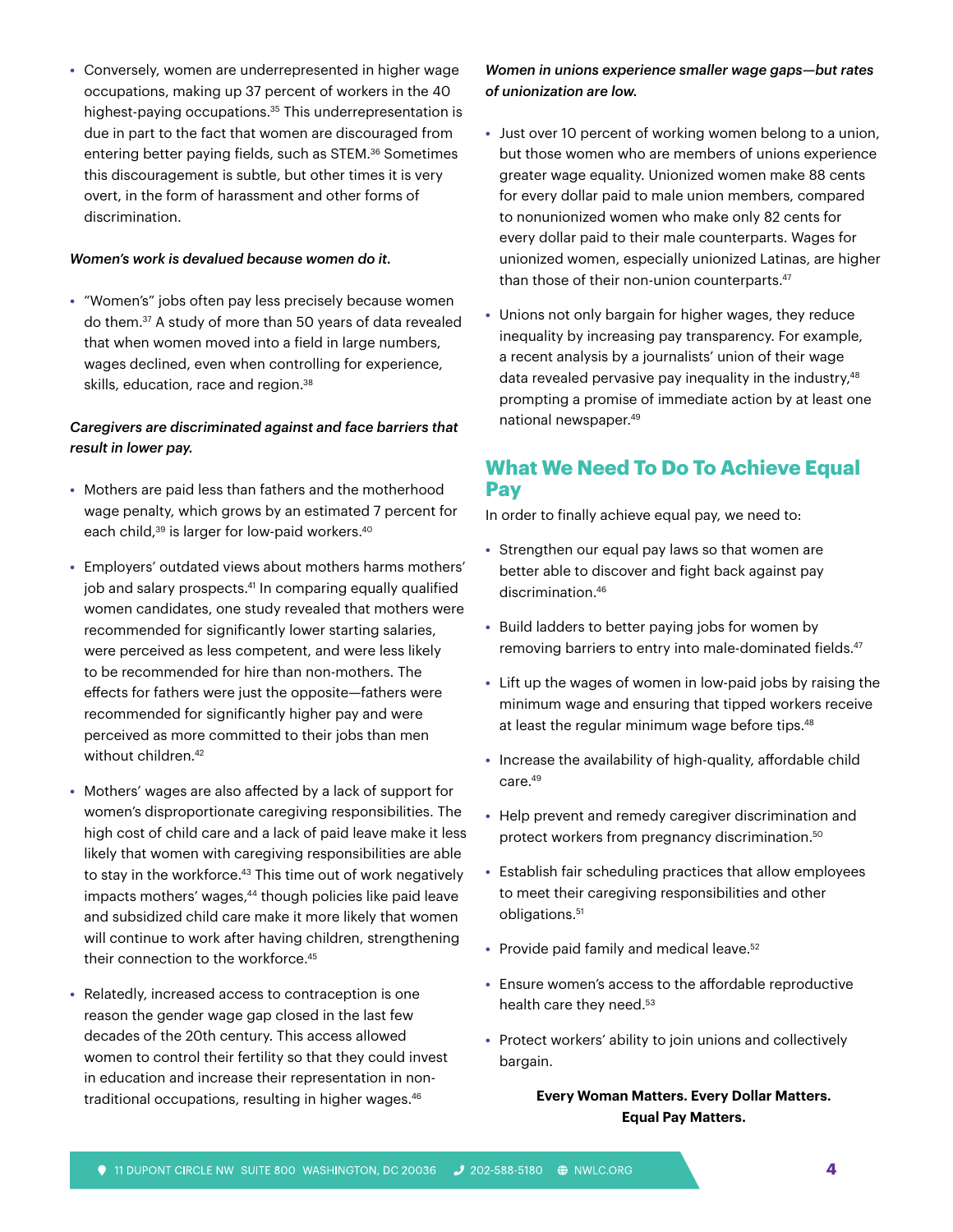- Conversely, women are underrepresented in higher wage occupations, making up 37 percent of workers in the 40 highest-paying occupations.[35] This underrepresentation is due in part to the fact that women are discouraged from entering better paying fields, such as STEM.[36] Sometimes this discouragement is subtle, but other times it is very overt, in the form of harassment and other forms of discrimination.

*Women's work is devalued because women do it.*

- "Women's" jobs often pay less precisely because women do them.[37] A study of more than 50 years of data revealed that when women moved into a field in large numbers, wages declined, even when controlling for experience, skills, education, race and region.[38]

*Caregivers are discriminated against and face barriers that result in lower pay.*

- Mothers are paid less than fathers and the motherhood wage penalty, which grows by an estimated 7 percent for each child,[39] is larger for low-paid workers.[40]
- Employers' outdated views about mothers harms mothers' job and salary prospects.[41] In comparing equally qualified women candidates, one study revealed that mothers were recommended for significantly lower starting salaries, were perceived as less competent, and were less likely to be recommended for hire than non-mothers. The effects for fathers were just the opposite—fathers were recommended for significantly higher pay and were perceived as more committed to their jobs than men without children.[42]
- Mothers' wages are also affected by a lack of support for women's disproportionate caregiving responsibilities. The high cost of child care and a lack of paid leave make it less likely that women with caregiving responsibilities are able to stay in the workforce.[43] This time out of work negatively impacts mothers' wages,[44] though policies like paid leave and subsidized child care make it more likely that women will continue to work after having children, strengthening their connection to the workforce.[45]
- Relatedly, increased access to contraception is one reason the gender wage gap closed in the last few decades of the 20th century. This access allowed women to control their fertility so that they could invest in education and increase their representation in non-traditional occupations, resulting in higher wages.[46]

***Women in unions experience smaller wage gaps—but rates of unionization are low.***

- Just over 10 percent of working women belong to a union, but those women who are members of unions experience greater wage equality. Unionized women make 88 cents for every dollar paid to male union members, compared to nonunionized women who make only 82 cents for every dollar paid to their male counterparts. Wages for unionized women, especially unionized Latinas, are higher than those of their non-union counterparts.[47]
- Unions not only bargain for higher wages, they reduce inequality by increasing pay transparency. For example, a recent analysis by a journalists' union of their wage data revealed pervasive pay inequality in the industry,[48] prompting a promise of immediate action by at least one national newspaper.[49]

## What We Need To Do To Achieve Equal Pay

In order to finally achieve equal pay, we need to:

- Strengthen our equal pay laws so that women are better able to discover and fight back against pay discrimination.[46]
- Build ladders to better paying jobs for women by removing barriers to entry into male-dominated fields.[47]
- Lift up the wages of women in low-paid jobs by raising the minimum wage and ensuring that tipped workers receive at least the regular minimum wage before tips.[48]
- Increase the availability of high-quality, affordable child care.[49]
- Help prevent and remedy caregiver discrimination and protect workers from pregnancy discrimination.[50]
- Establish fair scheduling practices that allow employees to meet their caregiving responsibilities and other obligations.[51]
- Provide paid family and medical leave.[52]
- Ensure women's access to the affordable reproductive health care they need.[53]
- Protect workers' ability to join unions and collectively bargain.

**Every Woman Matters. Every Dollar Matters. Equal Pay Matters.**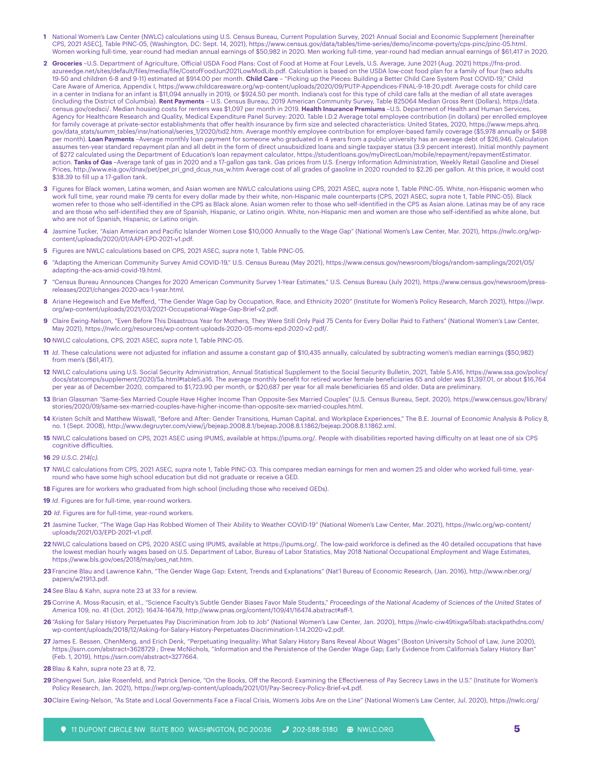1 National Women's Law Center (NWLC) calculations using U.S. Census Bureau, Current Population Survey, 2021 Annual Social and Economic Supplement [hereinafter CPS, 2021 ASEC], Table PINC-05, (Washington, DC: Sept. 14, 2021), https://www.census.gov/data/tables/time-series/demo/income-poverty/cps-pinc/pinc-05.html. Women working full-time, year-round had median annual earnings of $50,982 in 2020. Men working full-time, year-round had median annual earnings of $61,417 in 2020.

2 **Groceries** –U.S. Department of Agriculture, Official USDA Food Plans: Cost of Food at Home at Four Levels, U.S. Average, June 2021 (Aug. 2021) https://fns-prod.azureedge.net/sites/default/files/media/file/CostofFoodJun2021LowModLib.pdf. Calculation is based on the USDA low-cost food plan for a family of four (two adults 19-50 and children 6-8 and 9-11) estimated at $914.00 per month. **Child Care** – "Picking up the Pieces: Building a Better Child Care System Post COVID-19," Child Care Aware of America, Appendix I, https://www.childcareaware.org/wp-content/uploads/2020/09/PUTP-Appendices-FINAL-9-18-20.pdf. Average costs for child care in a center in Indiana for an infant is $11,094 annually in 2019, or $924.50 per month. Indiana's cost for this type of child care falls at the median of all state averages (including the District of Columbia). **Rent Payments** – U.S. Census Bureau, 2019 American Community Survey, Table B25064 Median Gross Rent (Dollars), https://data.census.gov/cedsci/. Median housing costs for renters was $1,097 per month in 2019. **Health Insurance Premiums** –U.S. Department of Health and Human Services, Agency for Healthcare Research and Quality, Medical Expenditure Panel Survey: 2020. Table I.D.2 Average total employee contribution (in dollars) per enrolled employee for family coverage at private-sector establishments that offer health insurance by firm size and selected characteristics: United States, 2020, https://www.meps.ahrq.gov/data_stats/summ_tables/insr/national/series_1/2020/tid2.htm. Average monthly employee contribution for employer-based family coverage ($5,978 annually or $498 per month). **Loan Payments** –Average monthly loan payment for someone who graduated in 4 years from a public university has an average debt of $26,946. Calculation assumes ten-year standard repayment plan and all debt in the form of direct unsubsidized loans and single taxpayer status (3.9 percent interest). Initial monthly payment of $272 calculated using the Department of Education's loan repayment calculator, https://studentloans.gov/myDirectLoan/mobile/repayment/repaymentEstimator.action. **Tanks of Gas** –Average tank of gas in 2020 and a 17-gallon gas tank. Gas prices from U.S. Energy Information Administration, Weekly Retail Gasoline and Diesel Prices, http://www.eia.gov/dnav/pet/pet_pri_gnd_dcus_nus_w.htm Average cost of all grades of gasoline in 2020 rounded to $2.26 per gallon. At this price, it would cost $38.39 to fill up a 17-gallon tank.

3 Figures for Black women, Latina women, and Asian women are NWLC calculations using CPS, 2021 ASEC, *supra* note 1, Table PINC-05. White, non-Hispanic women who work full time, year round make 79 cents for every dollar made by their white, non-Hispanic male counterparts (CPS, 2021 ASEC, *supra* note 1, Table PINC-05). Black women refer to those who self-identified in the CPS as Black alone. Asian women refer to those who self-identified in the CPS as Asian alone. Latinas may be of any race and are those who self-identified they are of Spanish, Hispanic, or Latino origin. White, non-Hispanic men and women are those who self-identified as white alone, but who are not of Spanish, Hispanic, or Latino origin.

4 Jasmine Tucker, "Asian American and Pacific Islander Women Lose $10,000 Annually to the Wage Gap" (National Women's Law Center, Mar. 2021), https://nwlc.org/wp-content/uploads/2020/01/AAPI-EPD-2021-v1.pdf.

5 Figures are NWLC calculations based on CPS, 2021 ASEC, *supra* note 1, Table PINC-05.

6 "Adapting the American Community Survey Amid COVID-19," U.S. Census Bureau (May 2021), https://www.census.gov/newsroom/blogs/random-samplings/2021/05/adapting-the-acs-amid-covid-19.html.

7 "Census Bureau Announces Changes for 2020 American Community Survey 1-Year Estimates," U.S. Census Bureau (July 2021), https://www.census.gov/newsroom/press-releases/2021/changes-2020-acs-1-year.html.

8 Ariane Hegewisch and Eve Mefferd, "The Gender Wage Gap by Occupation, Race, and Ethnicity 2020" (Institute for Women's Policy Research, March 2021), https://iwpr.org/wp-content/uploads/2021/03/2021-Occupational-Wage-Gap-Brief-v2.pdf.

9 Claire Ewing-Nelson, "Even Before This Disastrous Year for Mothers, They Were Still Only Paid 75 Cents for Every Dollar Paid to Fathers" (National Women's Law Center, May 2021), https://nwlc.org/resources/wp-content-uploads-2020-05-moms-epd-2020-v2-pdf/.

10 NWLC calculations, CPS, 2021 ASEC, *supra* note 1, Table PINC-05.

11 *Id*. These calculations were not adjusted for inflation and assume a constant gap of $10,435 annually, calculated by subtracting women's median earnings ($50,982) from men's ($61,417).

12 NWLC calculations using U.S. Social Security Administration, Annual Statistical Supplement to the Social Security Bulletin, 2021, Table 5.A16, https://www.ssa.gov/policy/docs/statcomps/supplement/2020/5a.html#table5.a16. The average monthly benefit for retired worker female beneficiaries 65 and older was $1,397.01, or about $16,764 per year as of December 2020, compared to $1,723.90 per month, or $20,687 per year for all male beneficiaries 65 and older. Data are preliminary.

13 Brian Glassman "Same-Sex Married Couple Have Higher Income Than Opposite-Sex Married Couples" (U.S. Census Bureau, Sept. 2020), https://www.census.gov/library/stories/2020/09/same-sex-married-couples-have-higher-income-than-opposite-sex-married-couples.html.

14 Kristen Schilt and Matthew Wiswall, "Before and After: Gender Transitions, Human Capital, and Workplace Experiences," The B.E. Journal of Economic Analysis & Policy 8, no. 1 (Sept. 2008), http://www.degruyter.com/view/j/bejeap.2008.8.1/bejeap.2008.8.1.1862/bejeap.2008.8.1.1862.xml.

15 NWLC calculations based on CPS, 2021 ASEC using IPUMS, available at https://ipums.org/. People with disabilities reported having difficulty on at least one of six CPS cognitive difficulties.

16 *29 U.S.C. 214(c).*

17 NWLC calculations from CPS, 2021 ASEC, *supra* note 1, Table PINC-03. This compares median earnings for men and women 25 and older who worked full-time, year-round who have some high school education but did not graduate or receive a GED.

18 Figures are for workers who graduated from high school (including those who received GEDs).

19 *Id*. Figures are for full-time, year-round workers.

20 *Id*. Figures are for full-time, year-round workers.

21 Jasmine Tucker, "The Wage Gap Has Robbed Women of Their Ability to Weather COVID-19" (National Women's Law Center, Mar. 2021), https://nwlc.org/wp-content/uploads/2021/03/EPD-2021-v1.pdf.

22 NWLC calculations based on CPS, 2020 ASEC using IPUMS, available at https://ipums.org/. The low-paid workforce is defined as the 40 detailed occupations that have the lowest median hourly wages based on U.S. Department of Labor, Bureau of Labor Statistics, May 2018 National Occupational Employment and Wage Estimates, https://www.bls.gov/oes/2018/may/oes_nat.htm.

23 Francine Blau and Lawrence Kahn, "The Gender Wage Gap: Extent, Trends and Explanations" (Nat'l Bureau of Economic Research, (Jan. 2016), http://www.nber.org/papers/w21913.pdf.

24 *See* Blau & Kahn, *supra* note 23 at 33 for a review.

25 Corrine A. Moss-Racusin, et al., "Science Faculty's Subtle Gender Biases Favor Male Students," *Proceedings of the National Academy of Sciences of the United States of America* 109, no. 41 (Oct. 2012): 16474-16479, http://www.pnas.org/content/109/41/16474.abstract#aff-1.

26 "Asking for Salary History Perpetuates Pay Discrimination from Job to Job" (National Women's Law Center, Jan. 2020), https://nwlc-ciw49tixgw5lbab.stackpathdns.com/wp-content/uploads/2018/12/Asking-for-Salary-History-Perpetuates-Discrimination-1.14.2020-v2.pdf.

27 James E. Bessen, ChenMeng, and Erich Denk, "Perpetuating Inequality: What Salary History Bans Reveal About Wages" (Boston University School of Law, June 2020), https://ssrn.com/abstract=3628729 ; Drew McNichols, "Information and the Persistence of the Gender Wage Gap; Early Evidence from California's Salary History Ban" (Feb. 1, 2019), https://ssrn.com/abstract=3277664.

28 Blau & Kahn, *supra* note 23 at 8, 72.

29 Shengwei Sun, Jake Rosenfeld, and Patrick Denice, "On the Books, Off the Record: Examining the Effectiveness of Pay Secrecy Laws in the U.S." (Institute for Women's Policy Research, Jan. 2021), https://iwpr.org/wp-content/uploads/2021/01/Pay-Secrecy-Policy-Brief-v4.pdf.

30 Claire Ewing-Nelson, "As State and Local Governments Face a Fiscal Crisis, Women's Jobs Are on the Line" (National Women's Law Center, Jul. 2020), https://nwlc.org/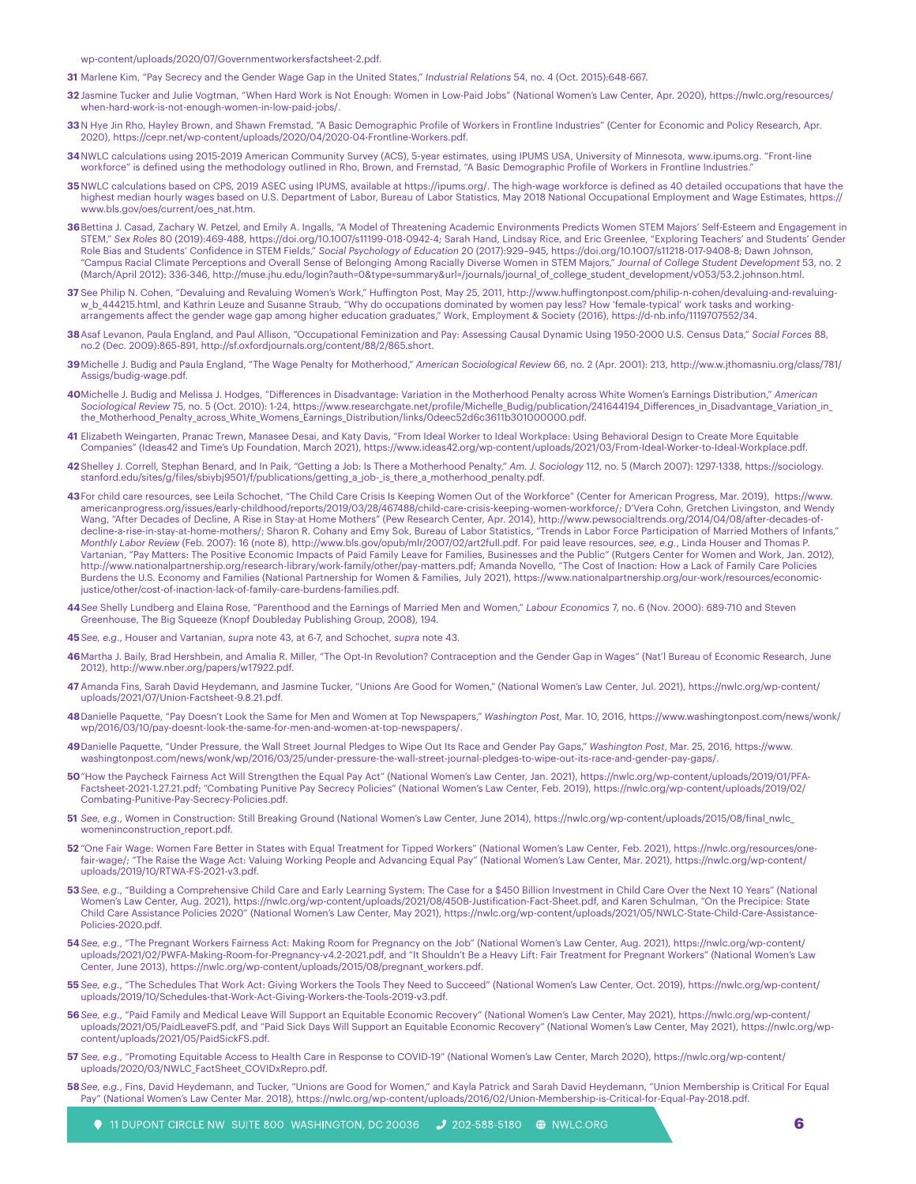wp-content/uploads/2020/07/Governmentworkersfactsheet-2.pdf.

**31** Marlene Kim, "Pay Secrecy and the Gender Wage Gap in the United States," *Industrial Relations* 54, no. 4 (Oct. 2015):648-667.

**32** Jasmine Tucker and Julie Vogtman, "When Hard Work is Not Enough: Women in Low-Paid Jobs" (National Women's Law Center, Apr. 2020), https://nwlc.org/resources/when-hard-work-is-not-enough-women-in-low-paid-jobs/.

**33** N Hye Jin Rho, Hayley Brown, and Shawn Fremstad, "A Basic Demographic Profile of Workers in Frontline Industries" (Center for Economic and Policy Research, Apr. 2020), https://cepr.net/wp-content/uploads/2020/04/2020-04-Frontline-Workers.pdf.

**34** NWLC calculations using 2015-2019 American Community Survey (ACS), 5-year estimates, using IPUMS USA, University of Minnesota, www.ipums.org. "Front-line workforce" is defined using the methodology outlined in Rho, Brown, and Fremstad, "A Basic Demographic Profile of Workers in Frontline Industries."

**35** NWLC calculations based on CPS, 2019 ASEC using IPUMS, available at https://ipums.org/. The high-wage workforce is defined as 40 detailed occupations that have the highest median hourly wages based on U.S. Department of Labor, Bureau of Labor Statistics, May 2018 National Occupational Employment and Wage Estimates, https://www.bls.gov/oes/current/oes_nat.htm.

**36** Bettina J. Casad, Zachary W. Petzel, and Emily A. Ingalls, "A Model of Threatening Academic Environments Predicts Women STEM Majors' Self-Esteem and Engagement in STEM," *Sex Roles* 80 (2019):469-488, https://doi.org/10.1007/s11199-018-0942-4; Sarah Hand, Lindsay Rice, and Eric Greenlee, "Exploring Teachers' and Students' Gender Role Bias and Students' Confidence in STEM Fields," *Social Psychology of Education* 20 (2017):929–945, https://doi.org/10.1007/s11218-017-9408-8; Dawn Johnson, "Campus Racial Climate Perceptions and Overall Sense of Belonging Among Racially Diverse Women in STEM Majors," *Journal of College Student Development* 53, no. 2 (March/April 2012): 336-346, http://muse.jhu.edu/login?auth=0&type=summary&url=/journals/journal_of_college_student_development/v053/53.2.johnson.html.

**37** See Philip N. Cohen, "Devaluing and Revaluing Women's Work," Huffington Post, May 25, 2011, http://www.huffingtonpost.com/philip-n-cohen/devaluing-and-revaluing-w_b_444215.html, and Kathrin Leuze and Susanne Straub, "Why do occupations dominated by women pay less? How 'female-typical' work tasks and working-arrangements affect the gender wage gap among higher education graduates," Work, Employment & Society (2016), https://d-nb.info/1119707552/34.

**38** Asaf Levanon, Paula England, and Paul Allison, "Occupational Feminization and Pay: Assessing Causal Dynamic Using 1950-2000 U.S. Census Data," *Social Forces* 88, no.2 (Dec. 2009):865-891, http://sf.oxfordjournals.org/content/88/2/865.short.

**39** Michelle J. Budig and Paula England, "The Wage Penalty for Motherhood," *American Sociological Review* 66, no. 2 (Apr. 2001): 213, http://ww.w.jthomasniu.org/class/781/Assigs/budig-wage.pdf.

**40** Michelle J. Budig and Melissa J. Hodges, "Differences in Disadvantage: Variation in the Motherhood Penalty across White Women's Earnings Distribution," *American Sociological Review* 75, no. 5 (Oct. 2010): 1-24, https://www.researchgate.net/profile/Michelle_Budig/publication/241644194_Differences_in_Disadvantage_Variation_in_the_Motherhood_Penalty_across_White_Womens_Earnings_Distribution/links/0deec52d6c3611b301000000.pdf.

**41** Elizabeth Weingarten, Pranac Trewn, Manasee Desai, and Katy Davis, "From Ideal Worker to Ideal Workplace: Using Behavioral Design to Create More Equitable Companies" (Ideas42 and Time's Up Foundation, March 2021), https://www.ideas42.org/wp-content/uploads/2021/03/From-Ideal-Worker-to-Ideal-Workplace.pdf.

**42** Shelley J. Correll, Stephan Benard, and In Paik, "Getting a Job: Is There a Motherhood Penalty," *Am. J. Sociology* 112, no. 5 (March 2007): 1297-1338, https://sociology.stanford.edu/sites/g/files/sbiybj9501/f/publications/getting_a_job-_is_there_a_motherhood_penalty.pdf.

**43** For child care resources, see Leila Schochet, "The Child Care Crisis Is Keeping Women Out of the Workforce" (Center for American Progress, Mar. 2019), https://www.americanprogress.org/issues/early-childhood/reports/2019/03/28/467488/child-care-crisis-keeping-women-workforce/; D'Vera Cohn, Gretchen Livingston, and Wendy Wang, "After Decades of Decline, A Rise in Stay-at Home Mothers" (Pew Research Center, Apr. 2014), http://www.pewsocialtrends.org/2014/04/08/after-decades-of-decline-a-rise-in-stay-at-home-mothers/; Sharon R. Cohany and Emy Sok, Bureau of Labor Statistics, "Trends in Labor Force Participation of Married Mothers of Infants," *Monthly Labor Review* (Feb. 2007): 16 (note 8), http://www.bls.gov/opub/mlr/2007/02/art2full.pdf. For paid leave resources, *see, e.g.*, Linda Houser and Thomas P. Vartanian, "Pay Matters: The Positive Economic Impacts of Paid Family Leave for Families, Businesses and the Public" (Rutgers Center for Women and Work, Jan. 2012), http://www.nationalpartnership.org/research-library/work-family/other/pay-matters.pdf; Amanda Novello, "The Cost of Inaction: How a Lack of Family Care Policies Burdens the U.S. Economy and Families (National Partnership for Women & Families, July 2021), https://www.nationalpartnership.org/our-work/resources/economic-justice/other/cost-of-inaction-lack-of-family-care-burdens-families.pdf.

**44** *See* Shelly Lundberg and Elaina Rose, "Parenthood and the Earnings of Married Men and Women," *Labour Economics* 7, no. 6 (Nov. 2000): 689-710 and Steven Greenhouse, The Big Squeeze (Knopf Doubleday Publishing Group, 2008), 194.

**45** *See, e.g.*, Houser and Vartanian, *supra* note 43, at 6-7, and Schochet, *supra* note 43.

**46** Martha J. Baily, Brad Hershbein, and Amalia R. Miller, "The Opt-In Revolution? Contraception and the Gender Gap in Wages" (Nat'l Bureau of Economic Research, June 2012), http://www.nber.org/papers/w17922.pdf.

**47** Amanda Fins, Sarah David Heydemann, and Jasmine Tucker, "Unions Are Good for Women," (National Women's Law Center, Jul. 2021), https://nwlc.org/wp-content/uploads/2021/07/Union-Factsheet-9.8.21.pdf.

**48** Danielle Paquette, "Pay Doesn't Look the Same for Men and Women at Top Newspapers," *Washington Post*, Mar. 10, 2016, https://www.washingtonpost.com/news/wonk/wp/2016/03/10/pay-doesnt-look-the-same-for-men-and-women-at-top-newspapers/.

**49** Danielle Paquette, "Under Pressure, the Wall Street Journal Pledges to Wipe Out Its Race and Gender Pay Gaps," *Washington Post*, Mar. 25, 2016, https://www.washingtonpost.com/news/wonk/wp/2016/03/25/under-pressure-the-wall-street-journal-pledges-to-wipe-out-its-race-and-gender-pay-gaps/.

**50** "How the Paycheck Fairness Act Will Strengthen the Equal Pay Act" (National Women's Law Center, Jan. 2021), https://nwlc.org/wp-content/uploads/2019/01/PFA-Factsheet-2021-1.27.21.pdf; "Combating Punitive Pay Secrecy Policies" (National Women's Law Center, Feb. 2019), https://nwlc.org/wp-content/uploads/2019/02/Combating-Punitive-Pay-Secrecy-Policies.pdf.

**51** *See, e.g.*, Women in Construction: Still Breaking Ground (National Women's Law Center, June 2014), https://nwlc.org/wp-content/uploads/2015/08/final_nwlc_womeninconstruction_report.pdf.

**52** "One Fair Wage: Women Fare Better in States with Equal Treatment for Tipped Workers" (National Women's Law Center, Feb. 2021), https://nwlc.org/resources/one-fair-wage/; "The Raise the Wage Act: Valuing Working People and Advancing Equal Pay" (National Women's Law Center, Mar. 2021), https://nwlc.org/wp-content/uploads/2019/10/RTWA-FS-2021-v3.pdf.

**53** *See, e.g.*, "Building a Comprehensive Child Care and Early Learning System: The Case for a $450 Billion Investment in Child Care Over the Next 10 Years" (National Women's Law Center, Aug. 2021), https://nwlc.org/wp-content/uploads/2021/08/450B-Justification-Fact-Sheet.pdf, and Karen Schulman, "On the Precipice: State Child Care Assistance Policies 2020" (National Women's Law Center, May 2021), https://nwlc.org/wp-content/uploads/2021/05/NWLC-State-Child-Care-Assistance-Policies-2020.pdf.

**54** *See, e.g.*, "The Pregnant Workers Fairness Act: Making Room for Pregnancy on the Job" (National Women's Law Center, Aug. 2021), https://nwlc.org/wp-content/uploads/2021/02/PWFA-Making-Room-for-Pregnancy-v4.2-2021.pdf, and "It Shouldn't Be a Heavy Lift: Fair Treatment for Pregnant Workers" (National Women's Law Center, June 2013), https://nwlc.org/wp-content/uploads/2015/08/pregnant_workers.pdf.

**55** *See, e.g.*, "The Schedules That Work Act: Giving Workers the Tools They Need to Succeed" (National Women's Law Center, Oct. 2019), https://nwlc.org/wp-content/uploads/2019/10/Schedules-that-Work-Act-Giving-Workers-the-Tools-2019-v3.pdf.

**56** *See, e.g.*, "Paid Family and Medical Leave Will Support an Equitable Economic Recovery" (National Women's Law Center, May 2021), https://nwlc.org/wp-content/uploads/2021/05/PaidLeaveFS.pdf, and "Paid Sick Days Will Support an Equitable Economic Recovery" (National Women's Law Center, May 2021), https://nwlc.org/wp-content/uploads/2021/05/PaidSickFS.pdf.

**57** *See, e.g.*, "Promoting Equitable Access to Health Care in Response to COVID-19" (National Women's Law Center, March 2020), https://nwlc.org/wp-content/uploads/2020/03/NWLC_FactSheet_COVIDxRepro.pdf.

**58** *See, e.g.*, Fins, David Heydemann, and Tucker, "Unions are Good for Women," and Kayla Patrick and Sarah David Heydemann, "Union Membership is Critical For Equal Pay" (National Women's Law Center Mar. 2018), https://nwlc.org/wp-content/uploads/2016/02/Union-Membership-is-Critical-for-Equal-Pay-2018.pdf.